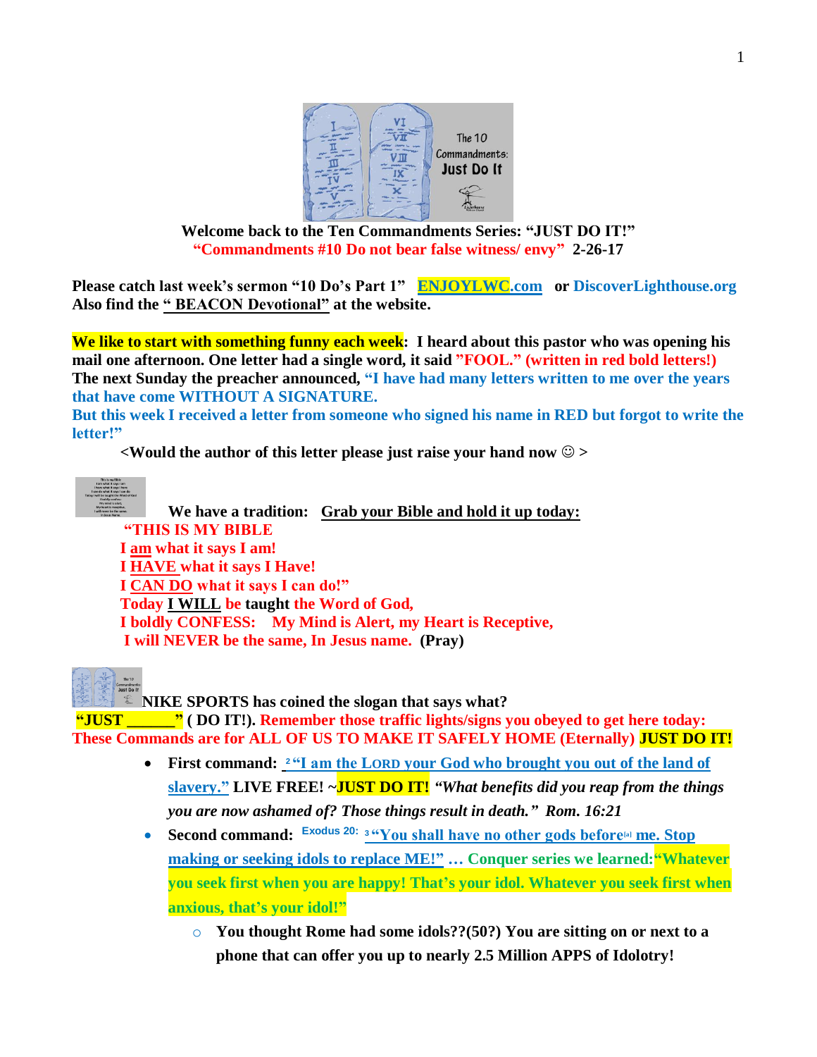**Welcome back to the Ten Commandments Series: "JUST DO IT!"**
**"Commandments #10 Do not bear false witness/ envy" 2-26-17**

**Please catch last week's sermon "10 Do's Part 1" ENJOYLWC.com or DiscoverLighthouse.org**
**Also find the " BEACON Devotional" at the website.**

**We like to start with something funny each week: I heard about this pastor who was opening his mail one afternoon. One letter had a single word, it said "FOOL." (written in red bold letters!)**
**The next Sunday the preacher announced, "I have had many letters written to me over the years that have come WITHOUT A SIGNATURE.**
**But this week I received a letter from someone who signed his name in RED but forgot to write the letter!"**

**<Would the author of this letter please just raise your hand now ☺ >**

**We have a tradition: Grab your Bible and hold it up today:**

**"THIS IS MY BIBLE**
**I am what it says I am!**
**I HAVE what it says I Have!**
**I CAN DO what it says I can do!"**
**Today I WILL be taught the Word of God,**
**I boldly CONFESS: My Mind is Alert, my Heart is Receptive,**
**I will NEVER be the same, In Jesus name. (Pray)**

**NIKE SPORTS has coined the slogan that says what?**
**"JUST ______" ( DO IT!). Remember those traffic lights/signs you obeyed to get here today: These Commands are for ALL OF US TO MAKE IT SAFELY HOME (Eternally) JUST DO IT!**

- **First command: [2] "I am the LORD your God who brought you out of the land of slavery." LIVE FREE! ~JUST DO IT!** ***"What benefits did you reap from the things you are now ashamed of? Those things result in death." Rom. 16:21***
- **Second command: Exodus 20: [3] "You shall have no other gods before[a] me. Stop making or seeking idols to replace ME!" … Conquer series we learned: "Whatever you seek first when you are happy! That's your idol. Whatever you seek first when anxious, that's your idol!"**
  - **You thought Rome had some idols??(50?) You are sitting on or next to a phone that can offer you up to nearly 2.5 Million APPS of Idolotry!**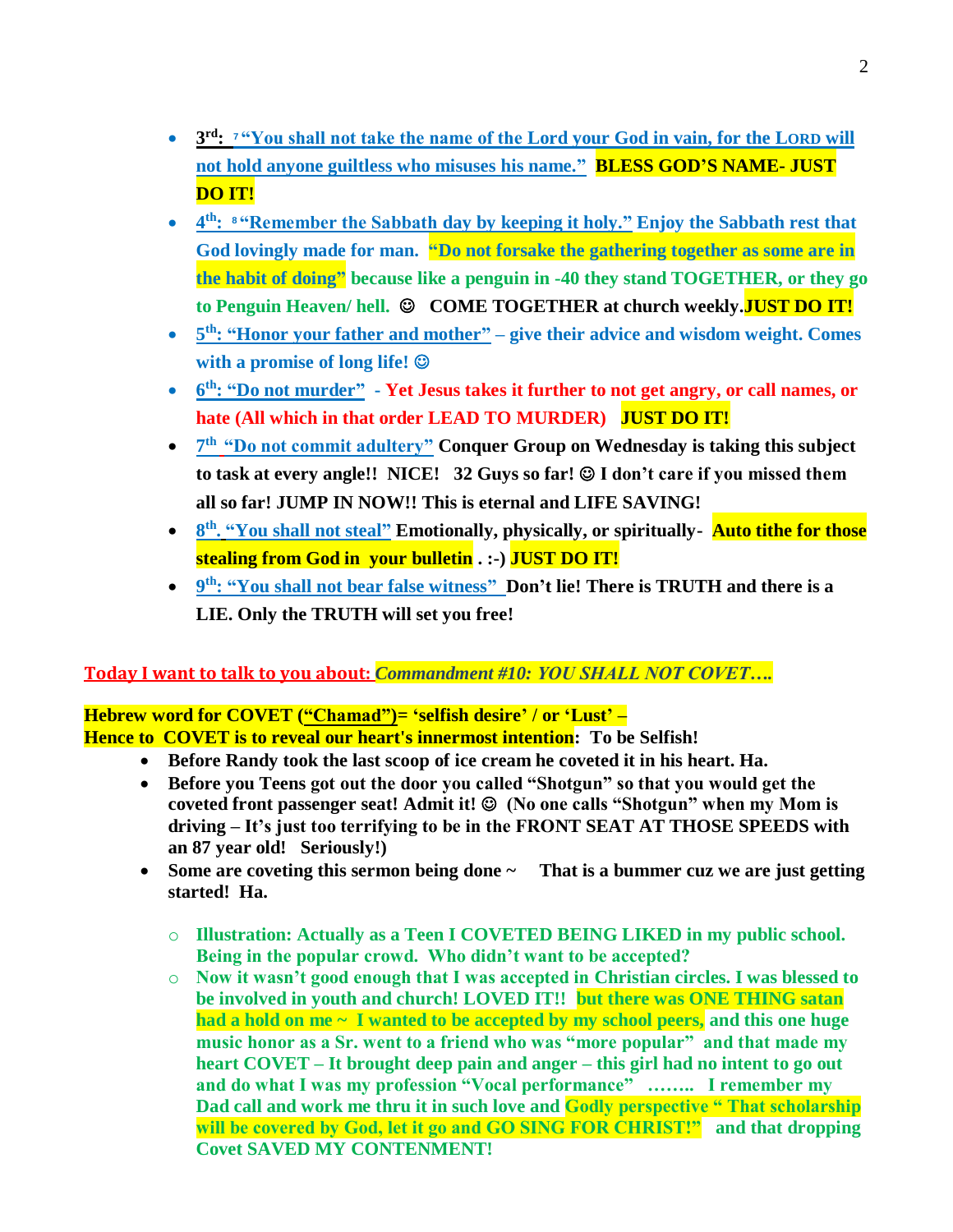- **3rd: [7] "You shall not take the name of the Lord your God in vain, for the LORD will not hold anyone guiltless who misuses his name." BLESS GOD'S NAME- JUST DO IT!**
- **4th: [8] "Remember the Sabbath day by keeping it holy." Enjoy the Sabbath rest that God lovingly made for man. "Do not forsake the gathering together as some are in the habit of doing" because like a penguin in -40 they stand TOGETHER, or they go to Penguin Heaven/ hell. ☺ COME TOGETHER at church weekly. JUST DO IT!**
- **5th: "Honor your father and mother" – give their advice and wisdom weight. Comes with a promise of long life! ☺**
- **6th: "Do not murder" - Yet Jesus takes it further to not get angry, or call names, or hate (All which in that order LEAD TO MURDER) JUST DO IT!**
- **7th "Do not commit adultery" Conquer Group on Wednesday is taking this subject to task at every angle!! NICE! 32 Guys so far! ☺ I don't care if you missed them all so far! JUMP IN NOW!! This is eternal and LIFE SAVING!**
- **8th. "You shall not steal" Emotionally, physically, or spiritually- Auto tithe for those stealing from God in your bulletin . :-) JUST DO IT!**
- **9th: "You shall not bear false witness" Don't lie! There is TRUTH and there is a LIE. Only the TRUTH will set you free!**

**Today I want to talk to you about: *Commandment #10: YOU SHALL NOT COVET….***

**Hebrew word for COVET ("Chamad")= 'selfish desire' / or 'Lust' –**
**Hence to COVET is to reveal our heart's innermost intention: To be Selfish!**

- **Before Randy took the last scoop of ice cream he coveted it in his heart. Ha.**
- **Before you Teens got out the door you called "Shotgun" so that you would get the coveted front passenger seat! Admit it! ☺ (No one calls "Shotgun" when my Mom is driving – It's just too terrifying to be in the FRONT SEAT AT THOSE SPEEDS with an 87 year old! Seriously!)**
- **Some are coveting this sermon being done ~ That is a bummer cuz we are just getting started! Ha.**
    - **Illustration: Actually as a Teen I COVETED BEING LIKED in my public school. Being in the popular crowd. Who didn't want to be accepted?**
    - **Now it wasn't good enough that I was accepted in Christian circles. I was blessed to be involved in youth and church! LOVED IT!! but there was ONE THING satan had a hold on me ~ I wanted to be accepted by my school peers, and this one huge music honor as a Sr. went to a friend who was "more popular" and that made my heart COVET – It brought deep pain and anger – this girl had no intent to go out and do what I was my profession "Vocal performance" …….. I remember my Dad call and work me thru it in such love and Godly perspective " That scholarship will be covered by God, let it go and GO SING FOR CHRIST!" and that dropping Covet SAVED MY CONTENMENT!**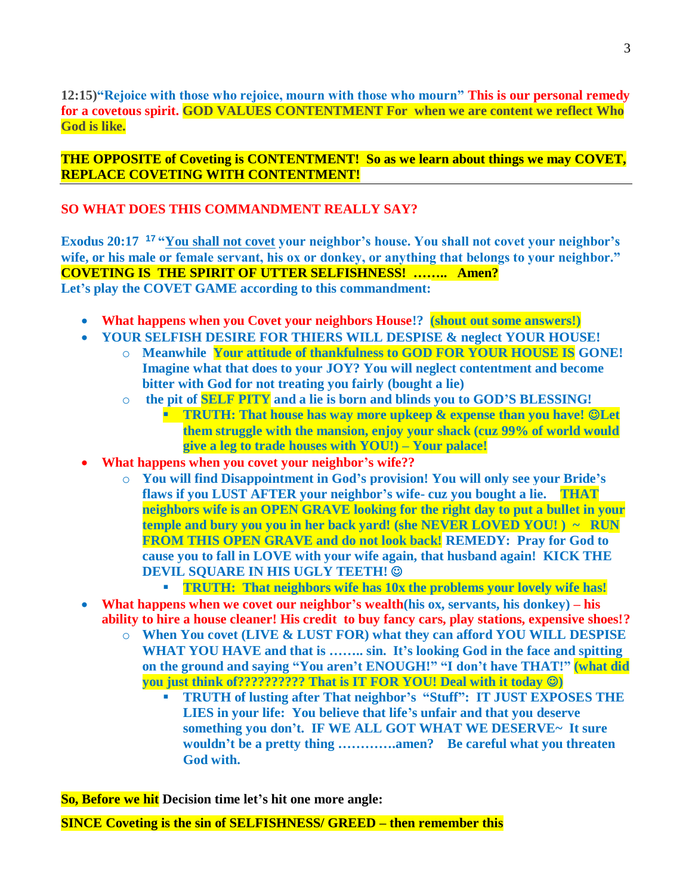**12:15)"Rejoice with those who rejoice, mourn with those who mourn" This is our personal remedy for a covetous spirit. GOD VALUES CONTENTMENT For when we are content we reflect Who God is like.**

**THE OPPOSITE of Coveting is CONTENTMENT! So as we learn about things we may COVET, REPLACE COVETING WITH CONTENTMENT!**

---

**SO WHAT DOES THIS COMMANDMENT REALLY SAY?**

**Exodus 20:17 [17] "You shall not covet your neighbor's house. You shall not covet your neighbor's wife, or his male or female servant, his ox or donkey, or anything that belongs to your neighbor."**
**COVETING IS THE SPIRIT OF UTTER SELFISHNESS! …….. Amen?**
**Let's play the COVET GAME according to this commandment:**

- **What happens when you Covet your neighbors House!? (shout out some answers!)**
- **YOUR SELFISH DESIRE FOR THIERS WILL DESPISE & neglect YOUR HOUSE!**
  - **Meanwhile Your attitude of thankfulness to GOD FOR YOUR HOUSE IS GONE! Imagine what that does to your JOY? You will neglect contentment and become bitter with God for not treating you fairly (bought a lie)**
  - **the pit of SELF PITY and a lie is born and blinds you to GOD'S BLESSING!**
    - **TRUTH: That house has way more upkeep & expense than you have! ☺Let them struggle with the mansion, enjoy your shack (cuz 99% of world would give a leg to trade houses with YOU!) – Your palace!**
- **What happens when you covet your neighbor's wife??**
  - **You will find Disappointment in God's provision! You will only see your Bride's flaws if you LUST AFTER your neighbor's wife- cuz you bought a lie. THAT neighbors wife is an OPEN GRAVE looking for the right day to put a bullet in your temple and bury you you in her back yard! (she NEVER LOVED YOU! ) ~ RUN FROM THIS OPEN GRAVE and do not look back! REMEDY: Pray for God to cause you to fall in LOVE with your wife again, that husband again! KICK THE DEVIL SQUARE IN HIS UGLY TEETH! ☺**
    - **TRUTH: That neighbors wife has 10x the problems your lovely wife has!**
- **What happens when we covet our neighbor's wealth(his ox, servants, his donkey) – his ability to hire a house cleaner! His credit to buy fancy cars, play stations, expensive shoes!?**
  - **When You covet (LIVE & LUST FOR) what they can afford YOU WILL DESPISE WHAT YOU HAVE and that is …….. sin. It's looking God in the face and spitting on the ground and saying "You aren't ENOUGH!" "I don't have THAT!" (what did you just think of????????? That is IT FOR YOU! Deal with it today ☺)**
    - **TRUTH of lusting after That neighbor's "Stuff": IT JUST EXPOSES THE LIES in your life: You believe that life's unfair and that you deserve something you don't. IF WE ALL GOT WHAT WE DESERVE~ It sure wouldn't be a pretty thing ………….amen? Be careful what you threaten God with.**

**So, Before we hit Decision time let's hit one more angle:**

**SINCE Coveting is the sin of SELFISHNESS/ GREED – then remember this**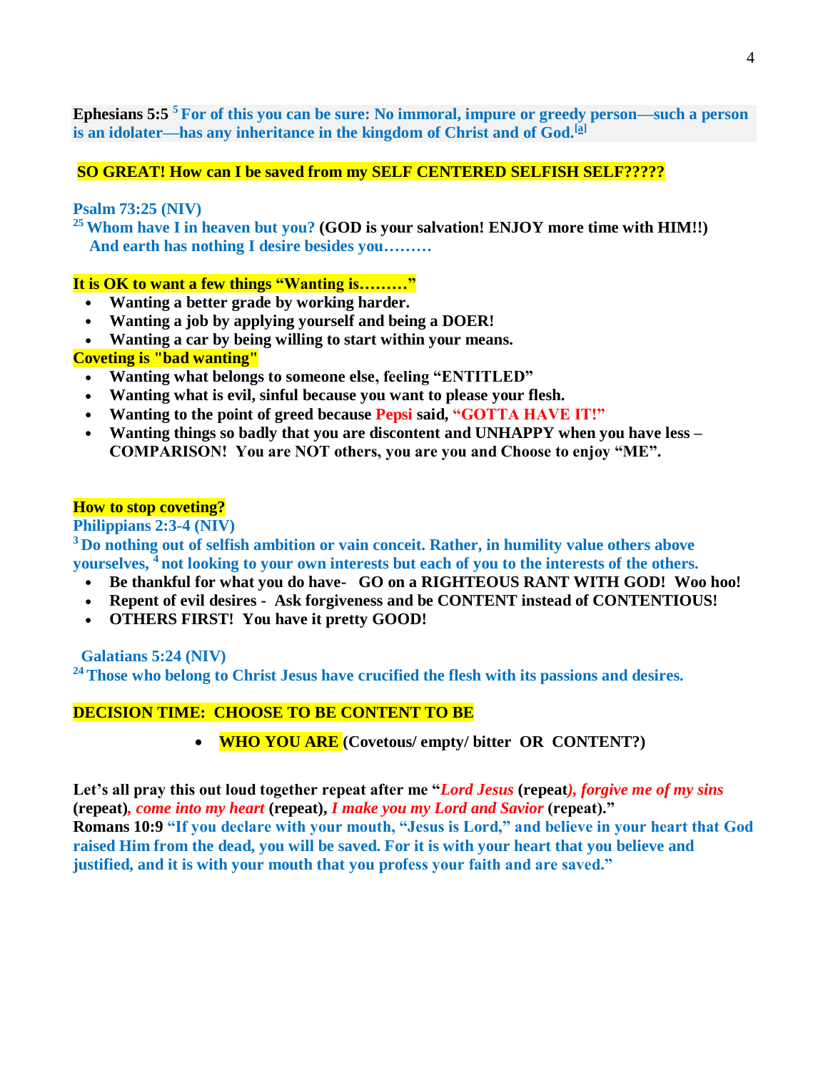**Ephesians 5:5** [5] **For of this you can be sure: No immoral, impure or greedy person—such a person is an idolater—has any inheritance in the kingdom of Christ and of God.**[a]

**SO GREAT! How can I be saved from my SELF CENTERED SELFISH SELF?????**

**Psalm 73:25 (NIV)**
[25] **Whom have I in heaven but you? (GOD is your salvation! ENJOY more time with HIM!!)**
**And earth has nothing I desire besides you………**

**It is OK to want a few things "Wanting is………"**

- **Wanting a better grade by working harder.**
- **Wanting a job by applying yourself and being a DOER!**
- **Wanting a car by being willing to start within your means.**

**Coveting is "bad wanting"**

- **Wanting what belongs to someone else, feeling "ENTITLED"**
- **Wanting what is evil, sinful because you want to please your flesh.**
- **Wanting to the point of greed because Pepsi said, "GOTTA HAVE IT!"**
- **Wanting things so badly that you are discontent and UNHAPPY when you have less – COMPARISON! You are NOT others, you are you and Choose to enjoy "ME".**

**How to stop coveting?**

**Philippians 2:3-4 (NIV)**
[3] **Do nothing out of selfish ambition or vain conceit. Rather, in humility value others above yourselves,** [4] **not looking to your own interests but each of you to the interests of the others.**

- **Be thankful for what you do have- GO on a RIGHTEOUS RANT WITH GOD! Woo hoo!**
- **Repent of evil desires - Ask forgiveness and be CONTENT instead of CONTENTIOUS!**
- **OTHERS FIRST! You have it pretty GOOD!**

**Galatians 5:24 (NIV)**
[24] **Those who belong to Christ Jesus have crucified the flesh with its passions and desires.**

**DECISION TIME: CHOOSE TO BE CONTENT TO BE**

- **WHO YOU ARE (Covetous/ empty/ bitter OR CONTENT?)**

**Let's all pray this out loud together repeat after me "*Lord Jesus* (repeat*), forgive me of my sins* (repeat)*, come into my heart* (repeat), *I make you my Lord and Savior* (repeat)."**
**Romans 10:9 "If you declare with your mouth, "Jesus is Lord," and believe in your heart that God raised Him from the dead, you will be saved. For it is with your heart that you believe and justified, and it is with your mouth that you profess your faith and are saved."**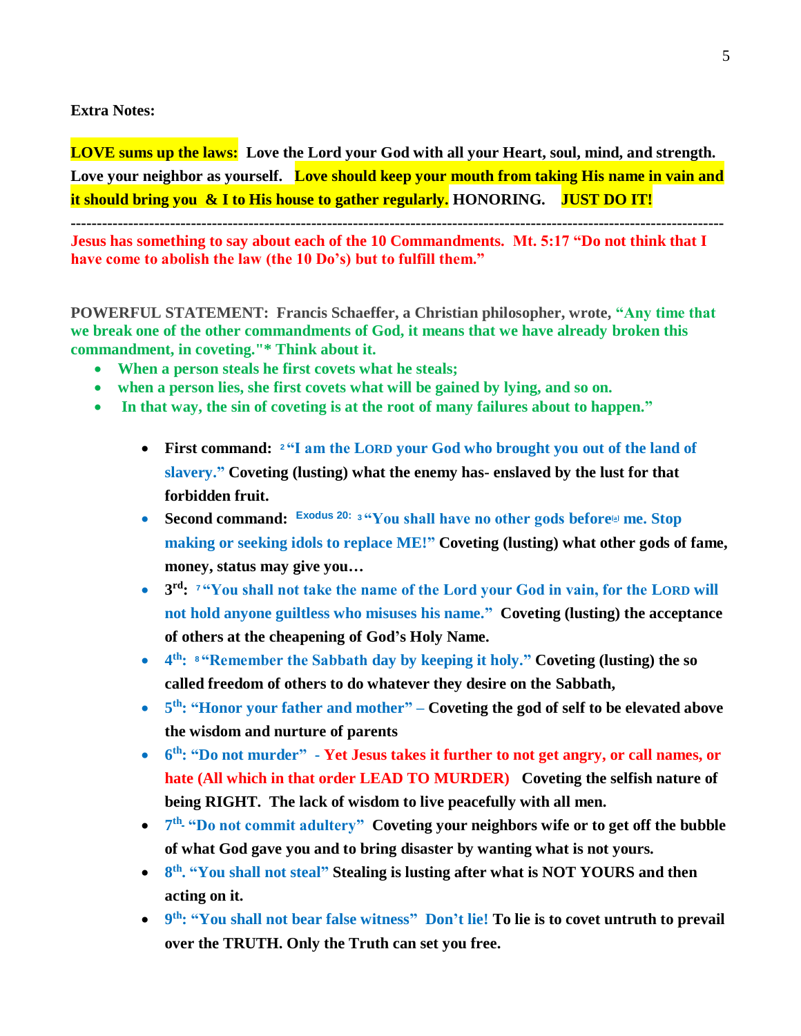**Extra Notes:**

**LOVE sums up the laws:** **Love the Lord your God with all your Heart, soul, mind, and strength. Love your neighbor as yourself.** **Love should keep your mouth from taking His name in vain and it should bring you & I to His house to gather regularly.** **HONORING.** **JUST DO IT!**

---

**Jesus has something to say about each of the 10 Commandments. Mt. 5:17 "Do not think that I have come to abolish the law (the 10 Do's) but to fulfill them."**

**POWERFUL STATEMENT: Francis Schaeffer, a Christian philosopher, wrote, "Any time that we break one of the other commandments of God, it means that we have already broken this commandment, in coveting."* Think about it.**

- **When a person steals he first covets what he steals;**
- **when a person lies, she first covets what will be gained by lying, and so on.**
- **In that way, the sin of coveting is at the root of many failures about to happen."**

  - **First command:** [2] **"I am the LORD your God who brought you out of the land of slavery." Coveting (lusting) what the enemy has- enslaved by the lust for that forbidden fruit.**
  - **Second command:** Exodus 20: [3] **"You shall have no other gods before[a] me. Stop making or seeking idols to replace ME!" Coveting (lusting) what other gods of fame, money, status may give you…**
  - **3rd:** [7] **"You shall not take the name of the Lord your God in vain, for the LORD will not hold anyone guiltless who misuses his name." Coveting (lusting) the acceptance of others at the cheapening of God's Holy Name.**
  - **4th:** [8] **"Remember the Sabbath day by keeping it holy." Coveting (lusting) the so called freedom of others to do whatever they desire on the Sabbath,**
  - **5th: "Honor your father and mother" – Coveting the god of self to be elevated above the wisdom and nurture of parents**
  - **6th: "Do not murder" - Yet Jesus takes it further to not get angry, or call names, or hate (All which in that order LEAD TO MURDER) Coveting the selfish nature of being RIGHT. The lack of wisdom to live peacefully with all men.**
  - **7th- "Do not commit adultery" Coveting your neighbors wife or to get off the bubble of what God gave you and to bring disaster by wanting what is not yours.**
  - **8th. "You shall not steal" Stealing is lusting after what is NOT YOURS and then acting on it.**
  - **9th: "You shall not bear false witness" Don't lie! To lie is to covet untruth to prevail over the TRUTH. Only the Truth can set you free.**